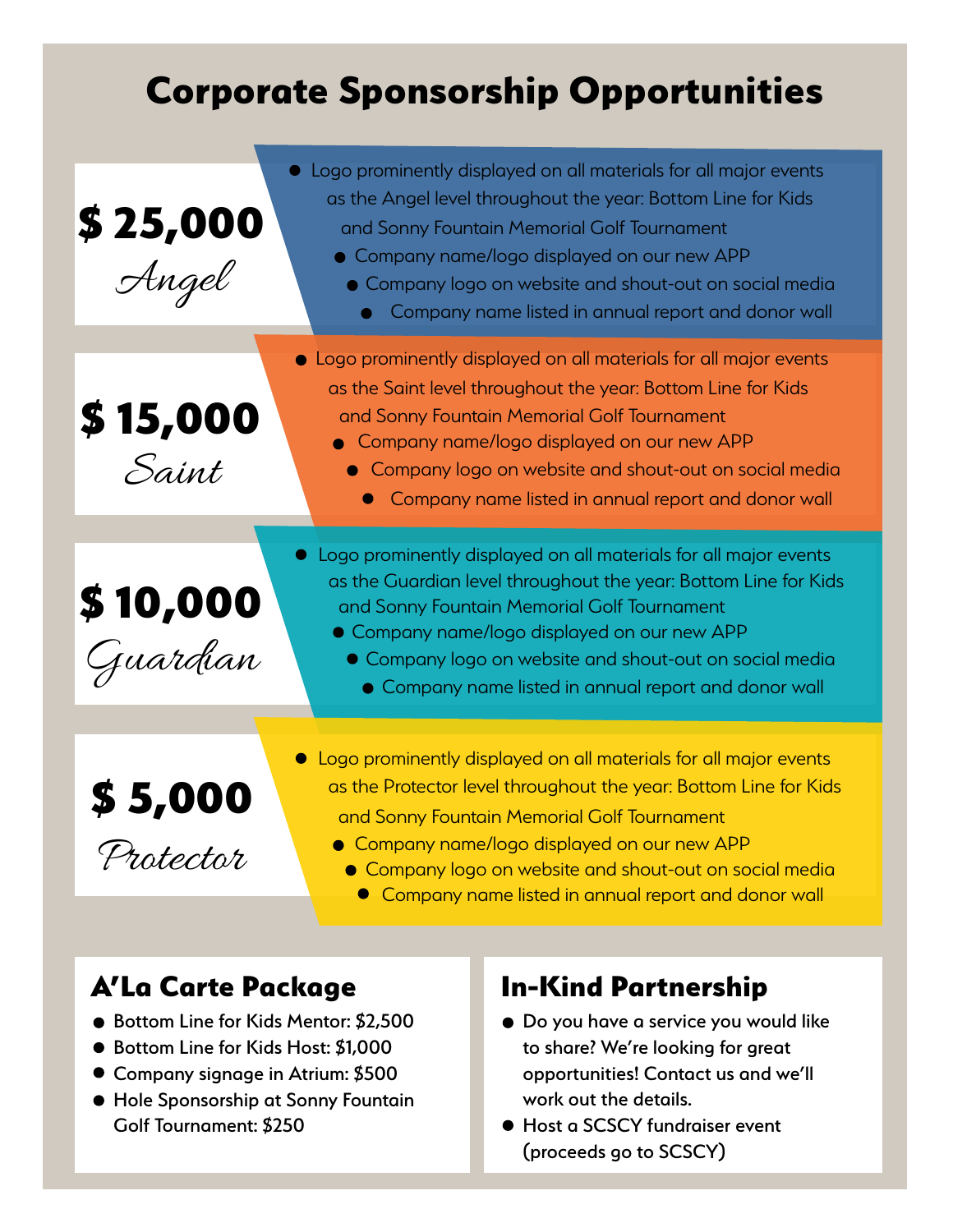# Corporate Sponsorship Opportunities

## $ 25,000 *Angel*

- Logo prominently displayed on all materials for all major events as the Angel level throughout the year: Bottom Line for Kids and Sonny Fountain Memorial Golf Tournament
- Company name/logo displayed on our new APP
- Company logo on website and shout-out on social media
- Company name listed in annual report and donor wall

## $ 15,000 *Saint*

- Logo prominently displayed on all materials for all major events as the Saint level throughout the year: Bottom Line for Kids and Sonny Fountain Memorial Golf Tournament
- Company name/logo displayed on our new APP
- Company logo on website and shout-out on social media
- Company name listed in annual report and donor wall

## $ 10,000 *Guardian*

- Logo prominently displayed on all materials for all major events as the Guardian level throughout the year: Bottom Line for Kids and Sonny Fountain Memorial Golf Tournament
- Company name/logo displayed on our new APP
- Company logo on website and shout-out on social media
- Company name listed in annual report and donor wall

## $ 5,000 *Protector*

- Logo prominently displayed on all materials for all major events as the Protector level throughout the year: Bottom Line for Kids and Sonny Fountain Memorial Golf Tournament
- Company name/logo displayed on our new APP
- Company logo on website and shout-out on social media
- Company name listed in annual report and donor wall

## A'La Carte Package

- Bottom Line for Kids Mentor: $2,500
- Bottom Line for Kids Host: $1,000
- Company signage in Atrium: $500
- Hole Sponsorship at Sonny Fountain Golf Tournament: $250

## In-Kind Partnership

- Do you have a service you would like to share? We're looking for great opportunities! Contact us and we'll work out the details.
- Host a SCSCY fundraiser event (proceeds go to SCSCY)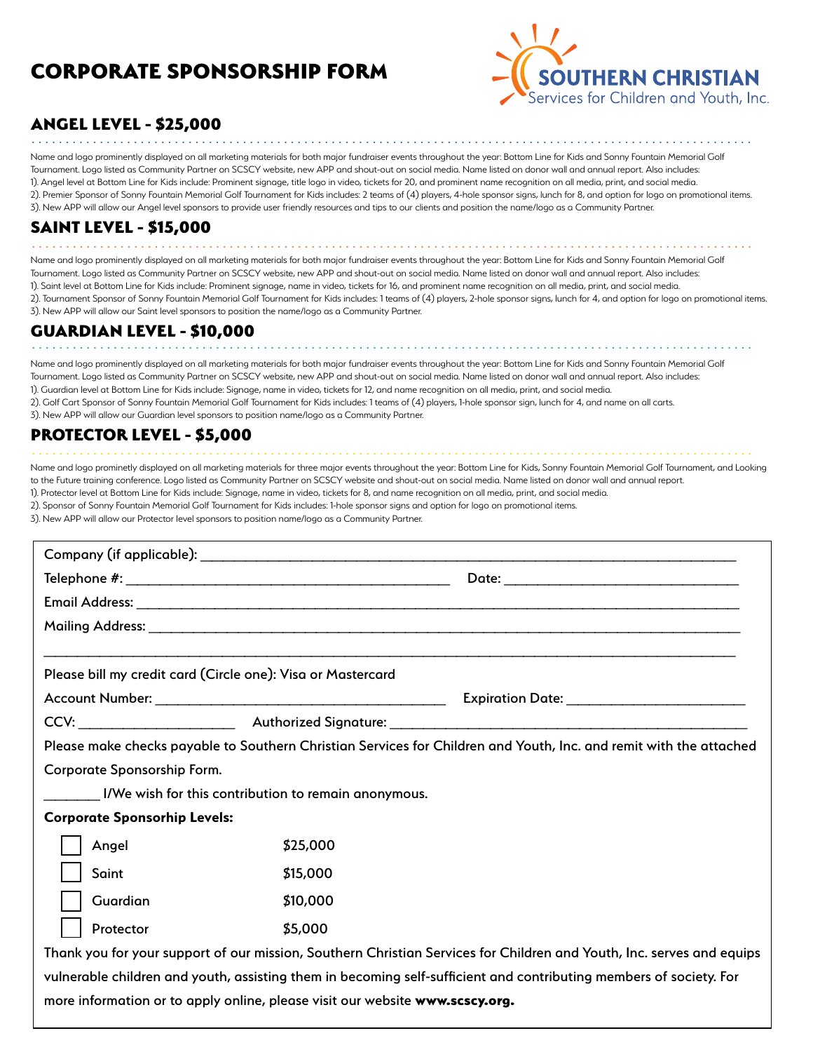# CORPORATE SPONSORSHIP FORM

SOUTHERN CHRISTIAN
Services for Children and Youth, Inc.

## ANGEL LEVEL - $25,000

Name and logo prominently displayed on all marketing materials for both major fundraiser events throughout the year: Bottom Line for Kids and Sonny Fountain Memorial Golf Tournament. Logo listed as Community Partner on SCSCY website, new APP and shout-out on social media. Name listed on donor wall and annual report. Also includes:
1). Angel level at Bottom Line for Kids include: Prominent signage, title logo in video, tickets for 20, and prominent name recognition on all media, print, and social media.
2). Premier Sponsor of Sonny Fountain Memorial Golf Tournament for Kids includes: 2 teams of (4) players, 4-hole sponsor signs, lunch for 8, and option for logo on promotional items.
3). New APP will allow our Angel level sponsors to provide user friendly resources and tips to our clients and position the name/logo as a Community Partner.

## SAINT LEVEL - $15,000

Name and logo prominently displayed on all marketing materials for both major fundraiser events throughout the year: Bottom Line for Kids and Sonny Fountain Memorial Golf Tournament. Logo listed as Community Partner on SCSCY website, new APP and shout-out on social media. Name listed on donor wall and annual report. Also includes:
1). Saint level at Bottom Line for Kids include: Prominent signage, name in video, tickets for 16, and prominent name recognition on all media, print, and social media.
2). Tournament Sponsor of Sonny Fountain Memorial Golf Tournament for Kids includes: 1 teams of (4) players, 2-hole sponsor signs, lunch for 4, and option for logo on promotional items.
3). New APP will allow our Saint level sponsors to position the name/logo as a Community Partner.

## GUARDIAN LEVEL - $10,000

Name and logo prominently displayed on all marketing materials for both major fundraiser events throughout the year: Bottom Line for Kids and Sonny Fountain Memorial Golf Tournament. Logo listed as Community Partner on SCSCY website, new APP and shout-out on social media. Name listed on donor wall and annual report. Also includes:
1). Guardian level at Bottom Line for Kids include: Signage, name in video, tickets for 12, and name recognition on all media, print, and social media.
2). Golf Cart Sponsor of Sonny Fountain Memorial Golf Tournament for Kids includes: 1 teams of (4) players, 1-hole sponsor sign, lunch for 4, and name on all carts.
3). New APP will allow our Guardian level sponsors to position name/logo as a Community Partner.

## PROTECTOR LEVEL - $5,000

Name and logo prominetly displayed on all marketing materials for three major events throughout the year: Bottom Line for Kids, Sonny Fountain Memorial Golf Tournament, and Looking to the Future training conference. Logo listed as Community Partner on SCSCY website and shout-out on social media. Name listed on donor wall and annual report.
1). Protector level at Bottom Line for Kids include: Signage, name in video, tickets for 8, and name recognition on all media, print, and social media.
2). Sponsor of Sonny Fountain Memorial Golf Tournament for Kids includes: 1-hole sponsor signs and option for logo on promotional items.
3). New APP will allow our Protector level sponsors to position name/logo as a Community Partner.

Company (if applicable): ______________________________

Telephone #: ______________________ Date: ______________________

Email Address: ______________________________

Mailing Address: ______________________________

______________________________

Please bill my credit card (Circle one): Visa or Mastercard

Account Number: ______________________ Expiration Date: ______________________

CCV: ______________ Authorized Signature: ______________________

Please make checks payable to Southern Christian Services for Children and Youth, Inc. and remit with the attached Corporate Sponsorship Form.

_______ I/We wish for this contribution to remain anonymous.

**Corporate Sponsorhip Levels:**

- ☐ Angel $25,000
- ☐ Saint $15,000
- ☐ Guardian $10,000
- ☐ Protector $5,000

Thank you for your support of our mission, Southern Christian Services for Children and Youth, Inc. serves and equips vulnerable children and youth, assisting them in becoming self-sufficient and contributing members of society. For more information or to apply online, please visit our website **www.scscy.org.**